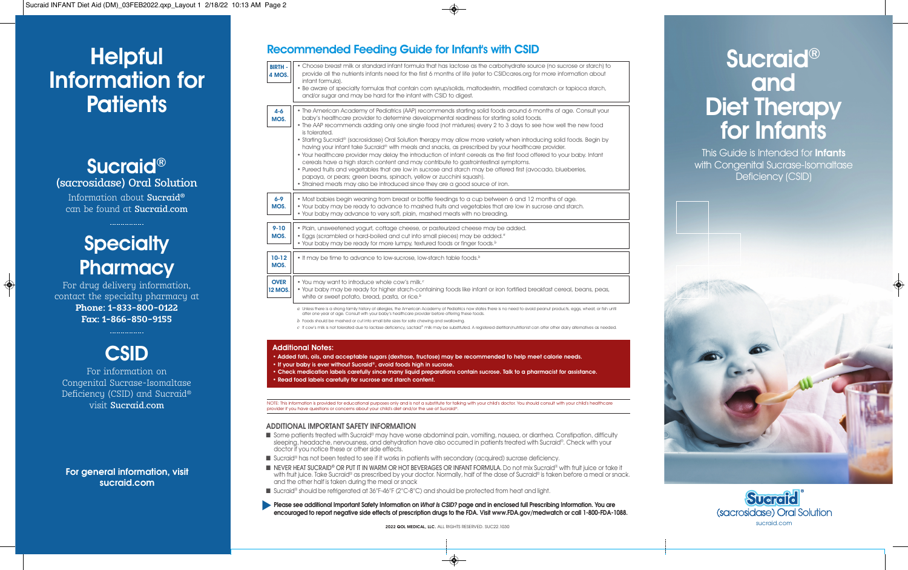# Helpful Information for Patients

## Sucraid®

(sacrosidase) Oral Solution

Information about **Sucraid®** can be found at **Sucraid.com**

## Specialty Pharmacy

For drug delivery information, contact the specialty pharmacy at

**Phone: 1-833-800-0122**

**Fax: 1-866-850-9155**

## CSID

For information on Congenital Sucrase-Isomaltase Deficiency (CSID) and Sucraid® visit **Sucraid.com**

**For general information, visit sucraid.com**

## Recommended Feeding Guide for Infant's with CSID

| Age | Guidance |
|---|---|
| BIRTH - 4 MOS. | • Choose breast milk or standard infant formula that has lactose as the carbohydrate source (no sucrose or starch) to provide all the nutrients infants need for the first 6 months of life (refer to CSIDcares.org for more information about infant formula).<br>• Be aware of specialty formulas that contain corn syrup/solids, maltodextrin, modified cornstarch or tapioca starch, and/or sugar and may be hard for the infant with CSID to digest. |
| 4-6 MOS. | • The American Academy of Pediatrics (AAP) recommends starting solid foods around 6 months of age. Consult your baby's healthcare provider to determine developmental readiness for starting solid foods.<br>• The AAP recommends adding only one single food (not mixtures) every 2 to 3 days to see how well the new food is tolerated.<br>• Starting Sucraid® (sacrosidase) Oral Solution therapy may allow more variety when introducing solid foods. Begin by having your infant take Sucraid® with meals and snacks, as prescribed by your healthcare provider.<br>• Your healthcare provider may delay the introduction of infant cereals as the first food offered to your baby. Infant cereals have a high starch content and may contribute to gastrointestinal symptoms.<br>• Pureed fruits and vegetables that are low in sucrose and starch may be offered first (avocado, blueberries, papaya, or pears; green beans, spinach, yellow or zucchini squash).<br>• Strained meats may also be introduced since they are a good source of iron. |
| 6-9 MOS. | • Most babies begin weaning from breast or bottle feedings to a cup between 6 and 12 months of age.<br>• Your baby may be ready to advance to mashed fruits and vegetables that are low in sucrose and starch.<br>• Your baby may advance to very soft, plain, mashed meats with no breading. |
| 9-10 MOS. | • Plain, unsweetened yogurt, cottage cheese, or pasteurized cheese may be added.<br>• Eggs (scrambled or hard-boiled and cut into small pieces) may be added.[a]<br>• Your baby may be ready for more lumpy, textured foods or finger foods.[b] |
| 10-12 MOS. | • It may be time to advance to low-sucrose, low-starch table foods.[b] |
| OVER 12 MOS. | • You may want to introduce whole cow's milk.[c]<br>• Your baby may be ready for higher starch-containing foods like infant or iron fortified breakfast cereal, beans, peas, white or sweet potato, bread, pasta, or rice.[b] |

a Unless there is a strong family history of allergies, the American Academy of Pediatrics now states there is no need to avoid peanut products, eggs, wheat, or fish until after one year of age. Consult with your baby's healthcare provider before offering these foods.

b Foods should be mashed or cut into small bite sizes for safe chewing and swallowing.

c If cow's milk is not tolerated due to lactose deficiency, Lactaid® milk may be substituted. A registered dietitian/nutritionist can offer other dairy alternatives as needed.

### Additional Notes:

- **Added fats, oils, and acceptable sugars (dextrose, fructose) may be recommended to help meet calorie needs.**
- **If your baby is ever without Sucraid®, avoid foods high in sucrose.**
- **Check medication labels carefully since many liquid preparations contain sucrose. Talk to a pharmacist for assistance.**
- **Read food labels carefully for sucrose and starch content.**

NOTE: This information is provided for educational purposes only and is not a substitute for talking with your child's doctor. You should consult with your child's healthcare provider if you have questions or concerns about your child's diet and/or the use of Sucraid®.

### ADDITIONAL IMPORTANT SAFETY INFORMATION

- Some patients treated with Sucraid® may have worse abdominal pain, vomiting, nausea, or diarrhea. Constipation, difficulty sleeping, headache, nervousness, and dehydration have also occurred in patients treated with Sucraid®. Check with your doctor if you notice these or other side effects.
- Sucraid® has not been tested to see if it works in patients with secondary (acquired) sucrase deficiency.
- NEVER HEAT SUCRAID® OR PUT IT IN WARM OR HOT BEVERAGES OR INFANT FORMULA. Do not mix Sucraid® with fruit juice or take it with fruit juice. Take Sucraid® as prescribed by your doctor. Normally, half of the dose of Sucraid® is taken before a meal or snack and the other half is taken during the meal or snack.
- Sucraid® should be refrigerated at 36°F-46°F (2°C-8°C) and should be protected from heat and light.

**Please see additional Important Safety Information on *What is CSID?* page and in enclosed full Prescribing Information. You are encouraged to report negative side effects of prescription drugs to the FDA. Visit www.FDA.gov/medwatch or call 1-800-FDA-1088.**

**2022 QOL MEDICAL, LLC.** ALL RIGHTS RESERVED. SUC22.1030

# Sucraid® and Diet Therapy for Infants

This Guide is Intended for **Infants** with Congenital Sucrase-Isomaltase Deficiency (CSID)

Sucraid® (sacrosidase) Oral Solution

sucraid.com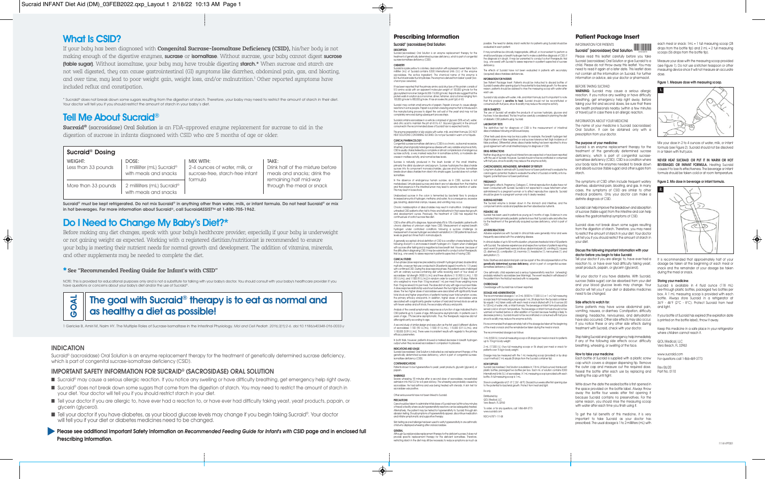# What Is CSID?

If your baby has been diagnosed with **Congenital Sucrase-Isomaltase Deficiency (CSID),** his/her body is not making enough of the digestive enzymes, **sucrase** or **isomaltase**. Without sucrase, your baby cannot digest **sucrose (table sugar)**. Without isomaltase, your baby may have trouble digesting **starch.*** When sucrose and starch are not well digested, they can cause gastrointestinal (GI) symptoms like diarrhea, abdominal pain, gas, and bloating, and over time, may lead to poor weight gain, weight loss, and/or malnutrition.[1] Other reported symptoms have included reflux and constipation.

* Sucraid® does not break down some sugars resulting from the digestion of starch. Therefore, your baby may need to restrict the amount of starch in their diet. Your doctor will tell you if you should restrict the amount of starch in your baby's diet.

# Tell Me About Sucraid®

**Sucraid® (sacrosidase) Oral Solution** is an FDA-approved enzyme replacement for sucrase to aid in the digestion of sucrose in infants diagnosed with CSID who are 5 months of age or older.

## Sucraid® Dosing

| WEIGHT: | DOSE: | MIX WITH: | TAKE: |
|---|---|---|---|
| Less than 33 pounds | 1 milliliter (mL) Sucraid® with meals and snacks | 2-4 ounces of water, milk, or sucrose-free, starch-free infant formula | Drink half of the mixture before meals and snacks; drink the remaining half mid-way through the meal or snack |
| More than 33 pounds | 2 milliliters (mL) Sucraid® with meals and snacks | | |

**Sucraid® must be kept refrigerated. Do not mix Sucraid® in anything other than water, milk, or infant formula. Do not heat Sucraid® or mix in hot beverages. For more information about Sucraid®, call SucraidASSIST™ at 1-800-705-1962.**

# Do I Need to Change My Baby's Diet?*

Before making any diet changes, speak with your baby's healthcare provider, especially if your baby is underweight or not gaining weight as expected. Working with a registered dietitian/nutritionist is recommended to ensure your baby is meeting their nutrient needs for normal growth and development. The addition of vitamins, minerals, and other supplements may be needed to complete the diet.

**\* See "Recommended Feeding Guide for Infant's with CSID"**

NOTE: This is provided for educational purposes only and is not a substitute for talking with your baby's doctor. You should consult with your baby's healthcare provider if you have questions or concerns about your baby's diet and/or the use of Sucraid®.

**GOAL**

## The goal with Sucraid® therapy is to eat as normal and as healthy a diet as possible!

1 Gericke B, Amiri M, Naim HY. The Multiple Roles of Sucrase-Isomaltase in the Intestinal Physiology. *Mol and Cell Pediatr*. 2016;3(1):2-6. doi:10.1186/s40348-016-0033-y

## INDICATION

Sucraid® (sacrosidase) Oral Solution is an enzyme replacement therapy for the treatment of genetically determined sucrase deficiency, which is part of congenital sucrase-isomaltase deficiency (CSID).

## IMPORTANT SAFETY INFORMATION FOR SUCRAID® (SACROSIDASE) ORAL SOLUTION

- Sucraid® may cause a serious allergic reaction. If you notice any swelling or have difficulty breathing, get emergency help right away.
- Sucraid® does not break down some sugars that come from the digestion of starch. You may need to restrict the amount of starch in your diet. Your doctor will tell you if you should restrict starch in your diet.
- Tell your doctor if you are allergic to, have ever had a reaction to, or have ever had difficulty taking yeast, yeast products, papain, or glycerin (glycerol).
- Tell your doctor if you have diabetes, as your blood glucose levels may change if you begin taking Sucraid®. Your doctor will tell you if your diet or diabetes medicines need to be changed.

**Please see additional Important Safety Information on *Recommended Feeding Guide for Infant's with CSID* page and in enclosed full Prescribing Information.**

# Prescribing Information

## Sucraid® (sacrosidase) Oral Solution

**DESCRIPTION**

Sucraid (sacrosidase) Oral Solution is an enzyme replacement therapy for the treatment of genetically determined sucrase deficiency, which is part of congenital sucrase-isomaltase deficiency (CSID).

**CHEMISTRY**

Sucraid is a pale yellow to colorless, clear solution with a pleasant sweet taste. Each milliliter (mL) of Sucraid contains 8,500 International Units (I.U.) of the enzyme sacrosidase, the active ingredient. The chemical name of this enzyme is β,D-fructofuranoside fructohydrolase. The enzyme is derived from baker's yeast (*Saccharomyces cerevisiae*).

It has been reported that the primary amino acid structure of this protein consists of 513 amino acids with an apparent molecular weight of 100,000 g/mole for the glycosylated monomer (range 66,000-116,000 g/mole). Reports also suggest that the protein exists in solution as a monomer, dimer, tetramer, and octomer ranging from 100,000 g/mole to 800,000 g/mole. It has an isoelectric point (pI) of 4.5.

Sucraid may contain small amounts of papain. Papain is known to cause allergic reactions in some people. Papain is a protein-cleaving enzyme that is introduced in the manufacturing process to digest the cell wall of the yeast and may not be completely removed during subsequent process steps.

Sucraid contains sacrosidase in a vehicle comprised of glycerol (50% w/w), water, and citric acid to maintain the pH at 4.0 to 4.7. Glycerol (glycerin) in the amount consumed in the recommended doses of Sucraid has no expected toxicity.

This enzyme preparation is fully soluble with water, milk, and infant formula. DO NOT HEAT SOLUTIONS CONTAINING SUCRAID. Do not put Sucraid in warm or hot liquids.

**CLINICAL PHARMACOLOGY**

Congenital sucrase-isomaltase deficiency (CSID) is a chronic, autosomal recessive, inherited, phenotypically heterogeneous disease with very variable enzyme activity. CSID is usually characterized by a complete or almost complete lack of endogenous sucrase activity, a very marked reduction in isomaltase activity, a moderate decrease in maltase activity, and normal lactase levels.

Sucrase is naturally produced in the brush border of the small intestine, primarily the distal duodenum and jejunum. Sucrase hydrolyzes the disaccharide sucrose into its component monosaccharides, glucose and fructose. Isomaltase breaks down disaccharides from starch into simple sugars. Sucraid does not contain isomaltase.

In the absence of endogenous human sucrase, as in CSID, sucrose is not metabolized. Unhydrolyzed sucrose and starch are not absorbed from the intestine and their presence in the intestinal lumen may lead to osmotic retention of water. This may result in loose stools.

Unabsorbed sucrose in the colon is fermented by bacterial flora to produce increased amounts of hydrogen, methane, and water. As a consequence, excessive gas, bloating, abdominal cramps, nausea, and vomiting may occur.

Chronic malabsorption of disaccharides may result in malnutrition. Undiagnosed/untreated CSID patients often fail to thrive and fall behind in their expected growth and development curves. Previously, the treatment of CSID has required the continual use of a strict sucrose-free diet.

CSID is often difficult to diagnose. Approximately 4% to 10% of pediatric patients with chronic diarrhea of unknown origin have CSID. Measurement of expired breath hydrogen under controlled conditions following a sucrose challenge (a measurement of excess hydrogen excreted in exhalation) in CSID patients has shown levels as great as 6 times that in normal subjects.

A generally accepted clinical definition of CSID is a condition characterized by the following: stool pH < 6, an increase in breath hydrogen of > 10 ppm when challenged with sucrose after fasting and a negative lactose breath test. However, because of the difficulties in diagnosing CSID, it may be warranted to conduct a short therapeutic trial (e.g., one week) to assess response in patients suspected of having CSID.

**CLINICAL STUDIES**

A two-phase (dose response preceded by a breath hydrogen phase) double-blind, multi-site, crossover trial was conducted in 28 patients (aged 4 months to 31 years) with confirmed CSID. During the dose response phase, the patients were challenged with an ordinary sucrose-containing diet while receiving each of four doses of sacrosidase: full strength (9000 I.U./mL) and three dilutions (1:10 [900 I.U./mL], 1:100 [90 I.U./mL], and 1:1000 [9 I.U./mL]) in random order for a period of 10 days. Patients who weighed more than 15 kg received 1 mL per meal; those weighing more than 15 kg received 2 mL per meal. The dose did not vary with age or sucrose intake. A dose response relationship was found between the two higher and the two lower doses. The two higher doses of sacrosidase were associated with significantly fewer total stools and higher proportions of patients having lower total symptom scores, the primary efficacy endpoints. In addition, higher doses of sacrosidase were associated with a significantly greater number of hard and formed stools as well as with fewer watery and soft stools, the secondary efficacy endpoints.

Analysis of the overall symptomatic response as a function of age indicated that in CSID patients up to 3 years of age, 86% became asymptomatic. In patients over 3 years of age, 77% became asymptomatic. Thus, the therapeutic response did not differ significantly according to age.

A second study of similar design and execution as the first used 4 different dilutions of sacrosidase: 1:100 (90 I.U./mL), 1:1000 (9 I.U./mL), 1:10,000 (0.9 I.U./mL), and 1:100,000 (0.09 I.U./mL). There were inconsistent results with regards to the primary efficacy parameters.

In both trials, however, patients showed a marked decrease in breath hydrogen output when they received sacrosidase in comparison to placebo.

**INDICATIONS AND USAGE**

Sucraid (sacrosidase) Oral Solution is indicated as oral replacement therapy of the genetically determined sucrase deficiency, which is part of congenital sucrase-isomaltase deficiency (CSID).

**CONTRAINDICATIONS**

Patients known to be hypersensitive to yeast, yeast products, glycerin (glycerol), or papain.

**WARNINGS**

Severe wheezing, 10 minutes after a second dose of sacrosidase, necessitated admission into the ICU for a 4-year-old boy. The wheezing was probably caused by sacrosidase. He had asthma and was being treated with steroids. A skin test for sacrosidase was positive.

Other serious events have not been linked to Sucraid.

**PRECAUTIONS**

Care should be taken to administer initial doses of Sucraid near (within a few minutes of travel) a facility where acute hypersensitivity reactions can be adequately treated. Alternatively, the patient may be tested for hypersensitivity to Sucraid through skin abrasion testing. Should symptoms of hypersensitivity appear, discontinue medication and initiate symptomatic and supportive therapy.

Skin testing as a rechallenge has been used to verify hypersensitivity in one asthmatic child who displayed wheezing after oral sacrosidase.

**GENERAL**

Although Sucraid provides replacement therapy for the deficient sucrase, it does not provide specific replacement therapy for the deficient isomaltase. Therefore, restricting starch in the diet may still be necessary to reduce symptoms as much as possible. The need for dietary starch restriction for patients using Sucraid should be evaluated in each patient.

It may sometimes be clinically inappropriate, difficult, or inconvenient to perform a small bowel biopsy or breath hydrogen test to make a definitive diagnosis of CSID. If the diagnosis is in doubt, it may be warranted to conduct a short therapeutic trial (e.g., one week) with Sucraid to assess response in a patient suspected of sucrase deficiency.

The effects of Sucraid have not been evaluated in patients with secondary (acquired) disaccharidase deficiencies.

**INFORMATION FOR PATIENTS**

See Patient Package Insert. Patients should be instructed to discard bottles of Sucraid 4 weeks after opening due to the potential for bacterial growth. For the same reason, patients should be advised to rinse the measuring scoop with water after each use.

Sucraid is fully soluble with water, milk, and infant formula, but it is important to note that this product is **sensitive to heat**. Sucraid should not be reconstituted or consumed with fruit juice, since its acidity may reduce the enzyme activity.

**USE IN DIABETICS**

The use of Sucraid will enable the products of sucrose hydrolysis, glucose and fructose, to be absorbed. This fact must be carefully considered in planning the diet of diabetic CSID patients using Sucraid.

**LABORATORY TESTS**

The definitive test for diagnosis of CSID is the measurement of intestinal disaccharidases following small bowel biopsy.

Other tests used alone may be inaccurate: for example, the breath hydrogen test (high incidence of false negatives) or oral sucrose tolerance test (high incidence of false positives). Differential urinary disaccharide testing has been reported to show good agreement with small intestinal biopsy for diagnosis of CSID.

**DRUG INTERACTIONS**

Neither drug-drug nor drug-food interactions are expected or have been reported with the use of Sucraid. However, Sucraid should not be reconstituted or consumed with fruit juice, since its acidity may reduce the enzyme activity.

**CARCINOGENESIS, MUTAGENESIS, IMPAIRMENT OF FERTILITY**

Long-term studies in animals with Sucraid have not been performed to evaluate the carcinogenic potential. Studies to evaluate the effect of Sucraid on fertility or its mutagenic potential have not been performed.

**PREGNANCY**

Teratogenic effects: Pregnancy Category C. Animal reproduction studies have not been conducted with Sucraid. Sucraid is not expected to cause fetal harm when administered to a pregnant woman or to affect reproductive capacity. Sucraid should be given to a pregnant woman only if clearly needed.

**NURSING MOTHERS**

The Sucraid enzyme is broken down in the stomach and intestines, and the component amino acids and peptides are then absorbed as nutrients.

**PEDIATRIC USE**

Sucraid has been used in patients as young as 5 months of age. Evidence in one controlled trial in primarily pediatric patients shows that Sucraid is safe and effective for the treatment of the genetically acquired sucrase deficiency, which is part of CSID.

**ADVERSE REACTIONS**

Adverse experiences with Sucraid in clinical trials were generally minor and were frequently associated with the underlying disease.

In clinical studies of up to 54 months duration, physicians treated a total of 52 patients with Sucraid. The adverse experiences and respective number of patients reporting each event (in parenthesis) were as follows: abdominal pain (4); vomiting (3); nausea (2); diarrhea (2); constipation (2); insomnia (1); headache (1); nervousness (1); and dehydration (1).

Note: Diarrhea and abdominal pain can be a part of the clinical presentation of the **genetically determined sucrase deficiency**, which is part of congenital sucrase-isomaltase deficiency (CSID).

One asthmatic child experienced a serious hypersensitivity reaction (wheezing) probably related to sacrosidase (see Warnings). The event resulted in withdrawal of the patient from the trial but resolved with no sequelae.

**OVERDOSAGE**

Overdosage with Sucraid has not been reported.

**DOSAGE AND ADMINISTRATION**

The recommended dosage is 1 or 2 mL (8,500 to 17,000 I.U.) or 1 or 2 full measuring scoops (each full measuring scoop equals 1 mL; 28 drops from the Sucraid container tip equals 1 mL) taken orally with each meal or snack diluted with 2 to 4 ounces (60 to 120 mL) of water, milk, or infant formula. The beverage or infant formula should be served cold or at room temperature. The beverage or infant formula should not be warmed or heated before or after addition of Sucraid because heating is likely to decrease potency. Sucraid should not be reconstituted or consumed with fruit juice since its acidity may reduce the enzyme activity.

It is recommended that approximately half of the dosage be taken at the beginning of the meal or snack and the remainder be taken during the meal or snack.

The recommended dosage is as follows:

1 mL (8,500 I.U.) (one full measuring scoop or 28 drops) per meal or snack for patients up to 15 kg in body weight.

2 mL (17,000 I.U.) (two full measuring scoops or 56 drops) per meal or snack for patients over 15 kg in body weight.

Dosage may be measured with the 1 mL measuring scoop (provided) or by drop count method (1 mL equals 28 drops from the Sucraid container tip).

**HOW SUPPLIED**

Sucraid (sacrosidase) Oral Solution is available in 118 mL (4 fluid ounces) translucent plastic bottles, packaged two bottles per box. Each mL of solution contains 8,500 International Units (I.U.) of sacrosidase. A 1 mL measuring scoop is provided with each bottle. A full measuring scoop is 1 mL.

Store in a refrigerator at 2° - 8° C (36° - 46° F). Discard four weeks after first opening due to the potential for bacterial growth. Protect from heat and light.

Rx only.

Distributed by:
QOL Medical, LLC
Vero Beach, FL 32963

To order, or for any questions, call 1-866-469-3773
www.sucraid.com

NDC # 67871-111-04

# Patient Package Insert

INFORMATION FOR PATIENTS

## Sucraid® (sacrosidase) Oral Solution

Please read this leaflet carefully before you take Sucraid (sacrosidase) Oral Solution or give Sucraid to a child. Please do not throw away this leaflet. You may need to read it again at a later date. This leaflet does not contain all the information on Sucraid. For further information or advice, ask your doctor or pharmacist.

BEFORE TAKING SUCRAID

**WARNING:** Sucraid may cause a serious allergic reaction. If you notice any swelling or have difficulty breathing, get emergency help right away. Before taking your first and second doses, be sure that there are health professionals nearby (within a few minutes of travel) just in case there is an allergic reaction.

INFORMATION ABOUT YOUR MEDICINE

The name of your medicine is Sucraid (sacrosidase) Oral Solution. It can be obtained only with a prescription from your doctor.

**The purpose of your medicine:**

Sucraid is an enzyme replacement therapy for the treatment of the genetically determined sucrase deficiency, which is part of congenital sucrase-isomaltase deficiency (CSID), CSID is a condition where your body lacks the enzymes needed to break down and absorb sucrose (table sugar) and other sugars from starch.

The symptoms of CSID often include frequent watery diarrhea, abdominal pain, bloating, and gas. In many cases, the symptoms of CSID are similar to other medical problems. Only your doctor can make a definite diagnosis of CSID.

Sucraid can help improve the breakdown and absorption of sucrose (table sugar) from the intestine and can help relieve the gastrointestinal symptoms of CSID.

Sucraid does not break down some sugars resulting from the digestion of starch. Therefore, you may need to restrict the amount of starch in your diet. Your doctor will tell you if you should restrict the amount of starch in your diet.

**Discuss the following important information with your doctor before you begin to take Sucraid:**

Tell your doctor if you are allergic to, have ever had a reaction to, or have ever had difficulty taking yeast, yeast products, papain, or glycerin (glycerol).

Tell your doctor if you have diabetes. With Sucraid, sucrose (table sugar) can be absorbed from your diet and your blood glucose levels may change. Your doctor will tell you if your diet or diabetes medicines need to be changed.

**Side effects to watch for:**

Some patients may have worse abdominal pain, vomiting, nausea, or diarrhea. Constipation, difficulty sleeping, headache, nervousness, and dehydration have also occurred. Other side effects may also occur. If you notice these or any other side effects during treatment with Sucraid, check with your doctor.

Stop taking Sucraid and get emergency help immediately if any of the following side effects occur: difficulty breathing, wheezing, or swelling of the face.

**How to take your medicine:**

Each bottle of Sucraid is supplied with a plastic screw cap which covers a dropper dispensing tip. Remove the outer cap and measure out the required dose. Reseal the bottle after each use by replacing and twisting the cap until tight.

Write down the date the sealed bottle is first opened in the space provided on the bottle label. Always throw away the bottle four weeks after first opening it because Sucraid contains no preservatives. For the same reason, you should rinse the measuring scoop with water after each time you finish using it.

To get the full benefits of this medicine, it is very important to take Sucraid as your doctor has prescribed. The usual dosage is 1 to 2 milliliters (mL) with each meal or snack. 1mL = 1 full measuring scoop (28 drops from the bottle tip) and 2 mL = 2 full measuring scoops (56 drops from the bottle tip).

Measure your dose with the measuring scoop provided (see Figure 1). Do not use a kitchen teaspoon or other measuring device since it will not measure an accurate dose.

**Figure 1. Measure dose with measuring scoop.**

1.

Mix your dose in 2 to 4 ounces of water, milk, or infant formula (see Figure 2). Sucraid should not be dissolved in or taken with fruit juice.

**NEVER HEAT SUCRAID OR PUT IT IN WARM OR HOT BEVERAGES OR INFANT FORMULA.** Heating Sucraid causes it to lose its effectiveness. The beverage or infant formula should be taken cold or at room temperature.

**Figure 2. Mix dose in beverage or infant formula.**

2.

It is recommended that approximately half of your dosage be taken at the beginning of each meal or snack and the remainder of your dosage be taken during the meal or snack.

**Storing your medicine:**

Sucraid is available in 4 fluid ounce (118 mL) see-through plastic bottles, packaged two bottles per box. A 1 mL measuring scoop is provided with each bottle. Always store Sucraid in a refrigerator at 36°F - 46°F (2°C - 8°C). Protect Sucraid from heat and light.

If your bottle of Sucraid has expired (the expiration date is printed on the bottle label), throw it away.

Keep this medicine in a safe place in your refrigerator where children cannot reach it.

QOL Medical, LLC
Vero Beach, FL 32963

www.sucraid.com
For questions call 1-866-469-3773

Rev 06/20
Part No. 0110

1118-VPP001